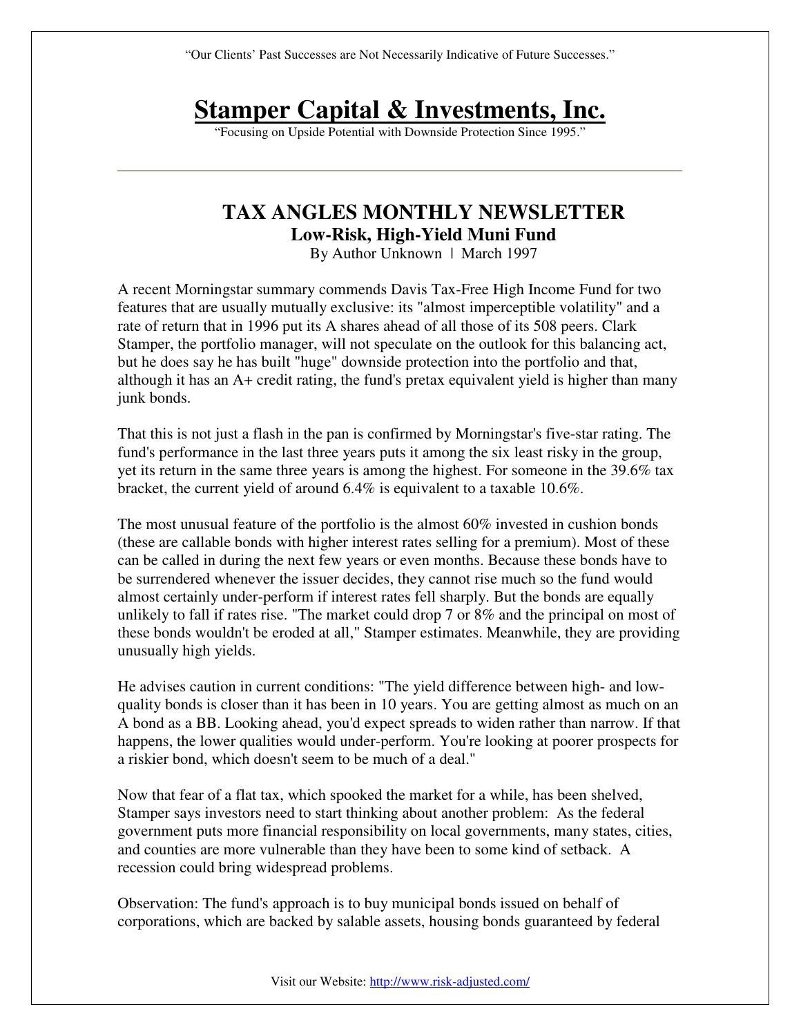"Our Clients' Past Successes are Not Necessarily Indicative of Future Successes."

# Stamper Capital & Investments, Inc.

"Focusing on Upside Potential with Downside Protection Since 1995."

---

## TAX ANGLES MONTHLY NEWSLETTER

### Low-Risk, High-Yield Muni Fund

By Author Unknown | March 1997

A recent Morningstar summary commends Davis Tax-Free High Income Fund for two features that are usually mutually exclusive: its "almost imperceptible volatility" and a rate of return that in 1996 put its A shares ahead of all those of its 508 peers. Clark Stamper, the portfolio manager, will not speculate on the outlook for this balancing act, but he does say he has built "huge" downside protection into the portfolio and that, although it has an A+ credit rating, the fund's pretax equivalent yield is higher than many junk bonds.

That this is not just a flash in the pan is confirmed by Morningstar's five-star rating. The fund's performance in the last three years puts it among the six least risky in the group, yet its return in the same three years is among the highest. For someone in the 39.6% tax bracket, the current yield of around 6.4% is equivalent to a taxable 10.6%.

The most unusual feature of the portfolio is the almost 60% invested in cushion bonds (these are callable bonds with higher interest rates selling for a premium). Most of these can be called in during the next few years or even months. Because these bonds have to be surrendered whenever the issuer decides, they cannot rise much so the fund would almost certainly under-perform if interest rates fell sharply. But the bonds are equally unlikely to fall if rates rise. "The market could drop 7 or 8% and the principal on most of these bonds wouldn't be eroded at all," Stamper estimates. Meanwhile, they are providing unusually high yields.

He advises caution in current conditions: "The yield difference between high- and low-quality bonds is closer than it has been in 10 years. You are getting almost as much on an A bond as a BB. Looking ahead, you'd expect spreads to widen rather than narrow. If that happens, the lower qualities would under-perform. You're looking at poorer prospects for a riskier bond, which doesn't seem to be much of a deal."

Now that fear of a flat tax, which spooked the market for a while, has been shelved, Stamper says investors need to start thinking about another problem: As the federal government puts more financial responsibility on local governments, many states, cities, and counties are more vulnerable than they have been to some kind of setback. A recession could bring widespread problems.

Observation: The fund's approach is to buy municipal bonds issued on behalf of corporations, which are backed by salable assets, housing bonds guaranteed by federal

Visit our Website: http://www.risk-adjusted.com/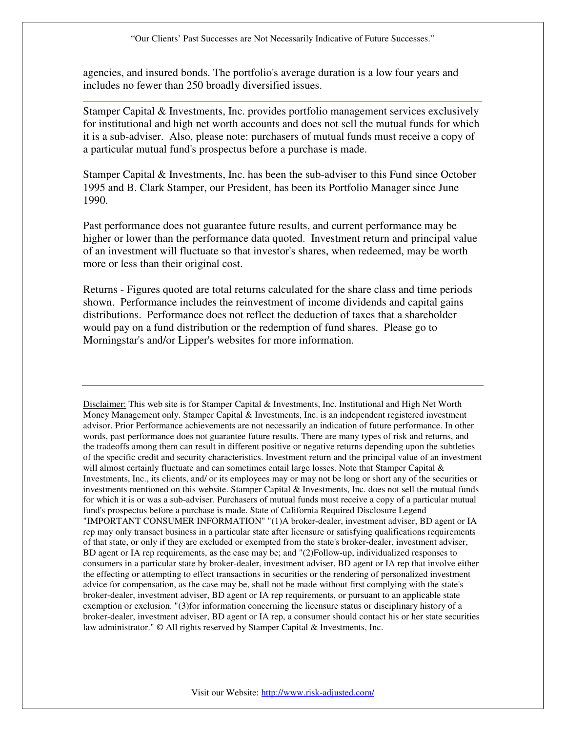agencies, and insured bonds. The portfolio's average duration is a low four years and includes no fewer than 250 broadly diversified issues.

---

Stamper Capital & Investments, Inc. provides portfolio management services exclusively for institutional and high net worth accounts and does not sell the mutual funds for which it is a sub-adviser. Also, please note: purchasers of mutual funds must receive a copy of a particular mutual fund's prospectus before a purchase is made.

Stamper Capital & Investments, Inc. has been the sub-adviser to this Fund since October 1995 and B. Clark Stamper, our President, has been its Portfolio Manager since June 1990.

Past performance does not guarantee future results, and current performance may be higher or lower than the performance data quoted. Investment return and principal value of an investment will fluctuate so that investor's shares, when redeemed, may be worth more or less than their original cost.

Returns - Figures quoted are total returns calculated for the share class and time periods shown. Performance includes the reinvestment of income dividends and capital gains distributions. Performance does not reflect the deduction of taxes that a shareholder would pay on a fund distribution or the redemption of fund shares. Please go to Morningstar's and/or Lipper's websites for more information.

---

Disclaimer: This web site is for Stamper Capital & Investments, Inc. Institutional and High Net Worth Money Management only. Stamper Capital & Investments, Inc. is an independent registered investment advisor. Prior Performance achievements are not necessarily an indication of future performance. In other words, past performance does not guarantee future results. There are many types of risk and returns, and the tradeoffs among them can result in different positive or negative returns depending upon the subtleties of the specific credit and security characteristics. Investment return and the principal value of an investment will almost certainly fluctuate and can sometimes entail large losses. Note that Stamper Capital & Investments, Inc., its clients, and/ or its employees may or may not be long or short any of the securities or investments mentioned on this website. Stamper Capital & Investments, Inc. does not sell the mutual funds for which it is or was a sub-adviser. Purchasers of mutual funds must receive a copy of a particular mutual fund's prospectus before a purchase is made. State of California Required Disclosure Legend "IMPORTANT CONSUMER INFORMATION" "(1)A broker-dealer, investment adviser, BD agent or IA rep may only transact business in a particular state after licensure or satisfying qualifications requirements of that state, or only if they are excluded or exempted from the state's broker-dealer, investment adviser, BD agent or IA rep requirements, as the case may be; and "(2)Follow-up, individualized responses to consumers in a particular state by broker-dealer, investment adviser, BD agent or IA rep that involve either the effecting or attempting to effect transactions in securities or the rendering of personalized investment advice for compensation, as the case may be, shall not be made without first complying with the state's broker-dealer, investment adviser, BD agent or IA rep requirements, or pursuant to an applicable state exemption or exclusion. "(3)for information concerning the licensure status or disciplinary history of a broker-dealer, investment adviser, BD agent or IA rep, a consumer should contact his or her state securities law administrator." © All rights reserved by Stamper Capital & Investments, Inc.

Visit our Website: http://www.risk-adjusted.com/